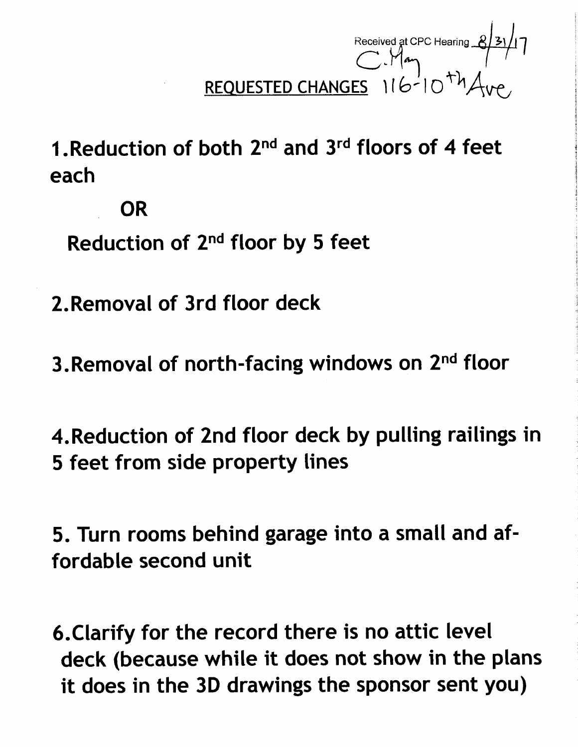Received at CPC Hearing 8/31/17
C. May

## REQUESTED CHANGES 116-10th Ave

1. Reduction of both 2nd and 3rd floors of 4 feet each

   OR

   Reduction of 2nd floor by 5 feet

2. Removal of 3rd floor deck

3. Removal of north-facing windows on 2nd floor

4. Reduction of 2nd floor deck by pulling railings in 5 feet from side property lines

5. Turn rooms behind garage into a small and affordable second unit

6. Clarify for the record there is no attic level deck (because while it does not show in the plans it does in the 3D drawings the sponsor sent you)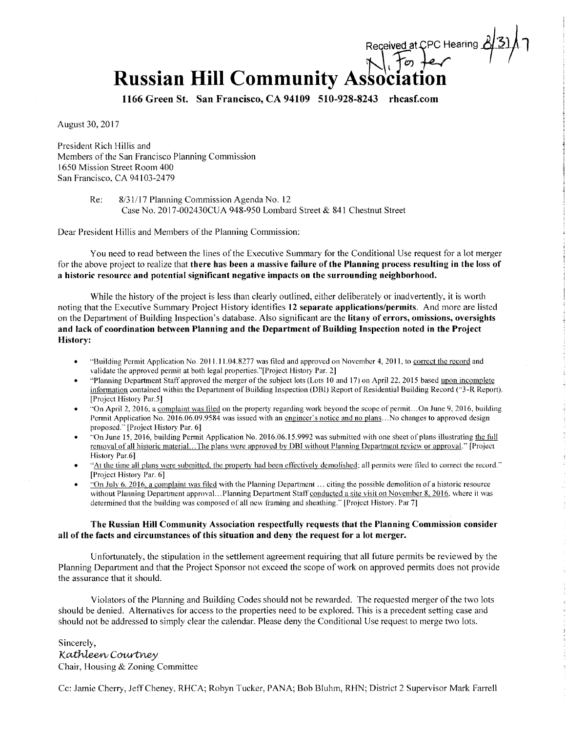Received at CPC Hearing 8/31/17
N. Foster

# Russian Hill Community Association

**1166 Green St. San Francisco, CA 94109 510-928-8243 rhcasf.com**

August 30, 2017

President Rich Hillis and
Members of the San Francisco Planning Commission
1650 Mission Street Room 400
San Francisco, CA 94103-2479

Re: 8/31/17 Planning Commission Agenda No. 12
Case No. 2017-002430CUA 948-950 Lombard Street & 841 Chestnut Street

Dear President Hillis and Members of the Planning Commission:

You need to read between the lines of the Executive Summary for the Conditional Use request for a lot merger for the above project to realize that **there has been a massive failure of the Planning process resulting in the loss of a historic resource and potential significant negative impacts on the surrounding neighborhood.**

While the history of the project is less than clearly outlined, either deliberately or inadvertently, it is worth noting that the Executive Summary Project History identifies **12 separate applications/permits**. And more are listed on the Department of Building Inspection's database. Also significant are the **litany of errors, omissions, oversights and lack of coordination between Planning and the Department of Building Inspection noted in the Project History:**

- "Building Permit Application No. 2011.11.04.8277 was filed and approved on November 4, 2011, to correct the record and validate the approved permit at both legal properties."[Project History Par. 2]
- "Planning Department Staff approved the merger of the subject lots (Lots 10 and 17) on April 22, 2015 based upon incomplete information contained within the Department of Building Inspection (DBI) Report of Residential Building Record ("3-R Report). [Project History Par.5]
- "On April 2, 2016, a complaint was filed on the property regarding work beyond the scope of permit…On June 9, 2016, building Permit Application No. 2016.06.09.9584 was issued with an engineer's notice and no plans…No changes to approved design proposed." [Project History Par. 6]
- "On June 15, 2016, building Permit Application No. 2016.06.15.9992 was submitted with one sheet of plans illustrating the full removal of all historic material…The plans were approved by DBI without Planning Department review or approval." [Project History Par.6]
- "At the time all plans were submitted, the property had been effectively demolished; all permits were filed to correct the record." [Project History Par. 6]
- "On July 6, 2016, a complaint was filed with the Planning Department … citing the possible demolition of a historic resource without Planning Department approval…Planning Department Staff conducted a site visit on November 8, 2016, where it was determined that the building was composed of all new framing and sheathing." [Project History. Par 7]

**The Russian Hill Community Association respectfully requests that the Planning Commission consider all of the facts and circumstances of this situation and deny the request for a lot merger.**

Unfortunately, the stipulation in the settlement agreement requiring that all future permits be reviewed by the Planning Department and that the Project Sponsor not exceed the scope of work on approved permits does not provide the assurance that it should.

Violators of the Planning and Building Codes should not be rewarded. The requested merger of the two lots should be denied. Alternatives for access to the properties need to be explored. This is a precedent setting case and should not be addressed to simply clear the calendar. Please deny the Conditional Use request to merge two lots.

Sincerely,
*Kathleen Courtney*
Chair, Housing & Zoning Committee

Cc: Jamie Cherry, Jeff Cheney, RHCA; Robyn Tucker, PANA; Bob Bluhm, RHN; District 2 Supervisor Mark Farrell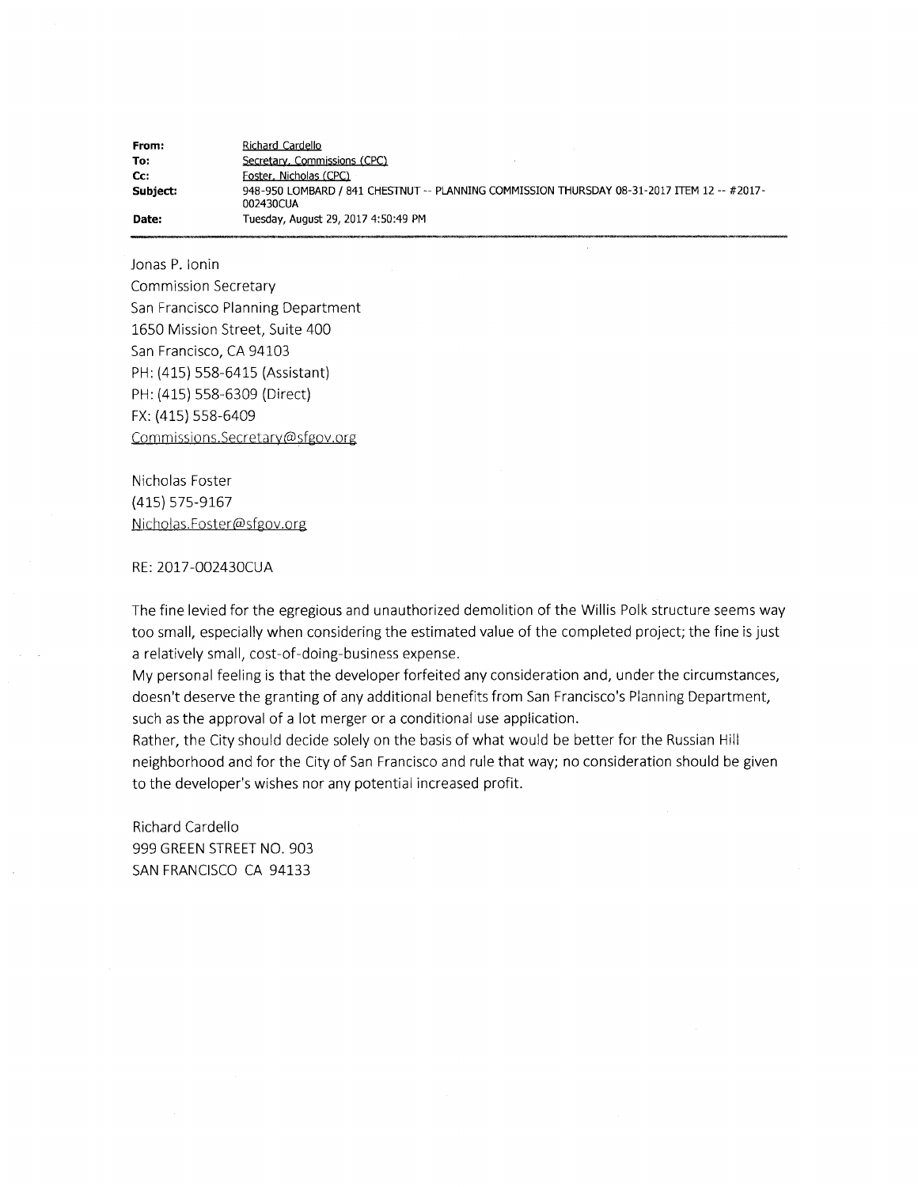**From:** Richard Cardello
**To:** Secretary, Commissions (CPC)
**Cc:** Foster, Nicholas (CPC)
**Subject:** 948-950 LOMBARD / 841 CHESTNUT -- PLANNING COMMISSION THURSDAY 08-31-2017 ITEM 12 -- #2017-002430CUA
**Date:** Tuesday, August 29, 2017 4:50:49 PM

---

Jonas P. Ionin
Commission Secretary
San Francisco Planning Department
1650 Mission Street, Suite 400
San Francisco, CA 94103
PH: (415) 558-6415 (Assistant)
PH: (415) 558-6309 (Direct)
FX: (415) 558-6409
Commissions.Secretary@sfgov.org

Nicholas Foster
(415) 575-9167
Nicholas.Foster@sfgov.org

RE: 2017-002430CUA

The fine levied for the egregious and unauthorized demolition of the Willis Polk structure seems way too small, especially when considering the estimated value of the completed project; the fine is just a relatively small, cost-of-doing-business expense.
My personal feeling is that the developer forfeited any consideration and, under the circumstances, doesn't deserve the granting of any additional benefits from San Francisco's Planning Department, such as the approval of a lot merger or a conditional use application.
Rather, the City should decide solely on the basis of what would be better for the Russian Hill neighborhood and for the City of San Francisco and rule that way; no consideration should be given to the developer's wishes nor any potential increased profit.

Richard Cardello
999 GREEN STREET NO. 903
SAN FRANCISCO CA 94133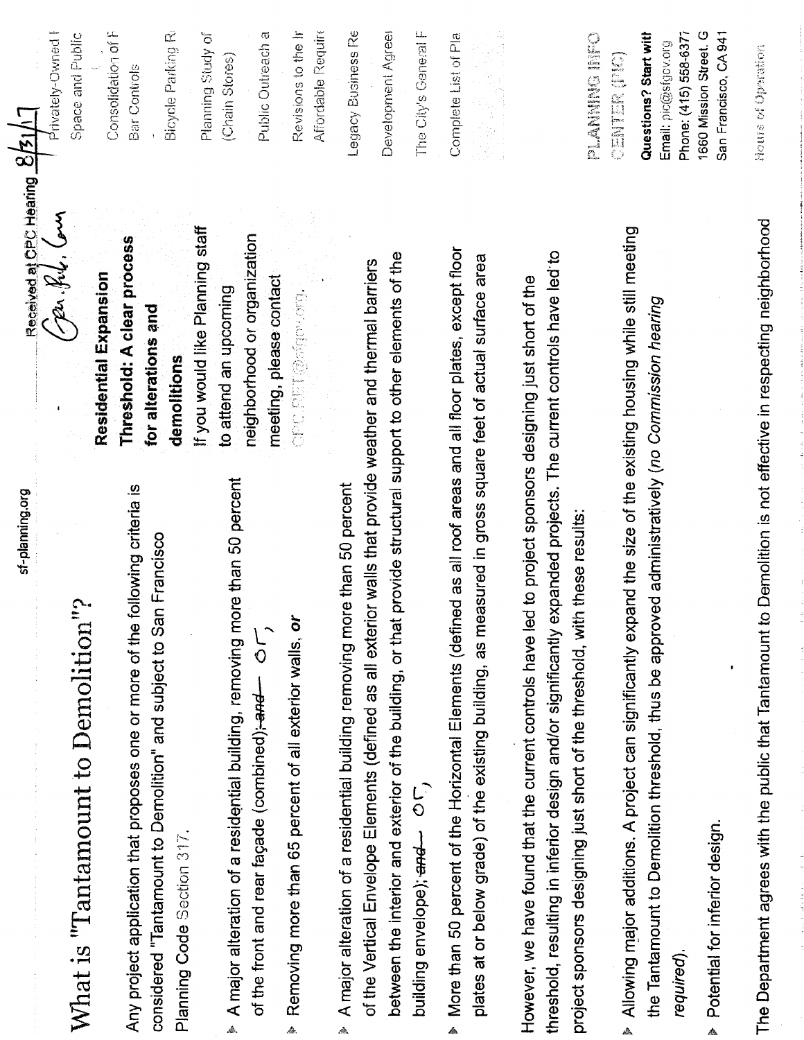Received at CPC Hearing 8/31/17

Gen. Pub. Com

# What is "Tantamount to Demolition"?

Any project application that proposes one or more of the following criteria is considered "Tantamount to Demolition" and subject to San Francisco Planning Code Section 317.

- A major alteration of a residential building, removing more than 50 percent of the front and rear façade (combined); ~~and~~ or,
- Removing more than 65 percent of all exterior walls, *or*
- A major alteration of a residential building removing more than 50 percent of the Vertical Envelope Elements (defined as all exterior walls that provide weather and thermal barriers between the interior and exterior of the building, or that provide structural support to other elements of the building envelope); ~~and~~ or,
- More than 50 percent of the Horizontal Elements (defined as all roof areas and all floor plates, except floor plates at or below grade) of the existing building, as measured in gross square feet of actual surface area

However, we have found that the current controls have led to project sponsors designing just short of the threshold, resulting in inferior design and/or significantly expanded projects. The current controls have led to project sponsors designing just short of the threshold, with these results:

- Allowing major additions. A project can significantly expand the size of the existing housing while still meeting the Tantamount to Demolition threshold, thus be approved administratively (*no Commission hearing required*).
- Potential for inferior design.

The Department agrees with the public that Tantamount to Demolition is not effective in respecting neighborhood

**Residential Expansion Threshold: A clear process for alterations and demolitions**

If you would like Planning staff to attend an upcoming neighborhood or organization meeting, please contact CPC.RET@sfgov.org.

Privately-Owned I
Space and Public

Consolidation of F
Bar Controls

Bicycle Parking R

Planning Study of
(Chain Stores)

Public Outreach a

Revisions to the Ir
Affordable Requir

Legacy Business Re

Development Agreei

The City's General F

Complete List of Pla

PLANNING INFO CENTER (PIC)

**Questions? Start with**
Email: pic@sfgov.org
Phone: (415) 558-6377
1660 Mission Street. G
San Francisco, CA 941

Hours of Operation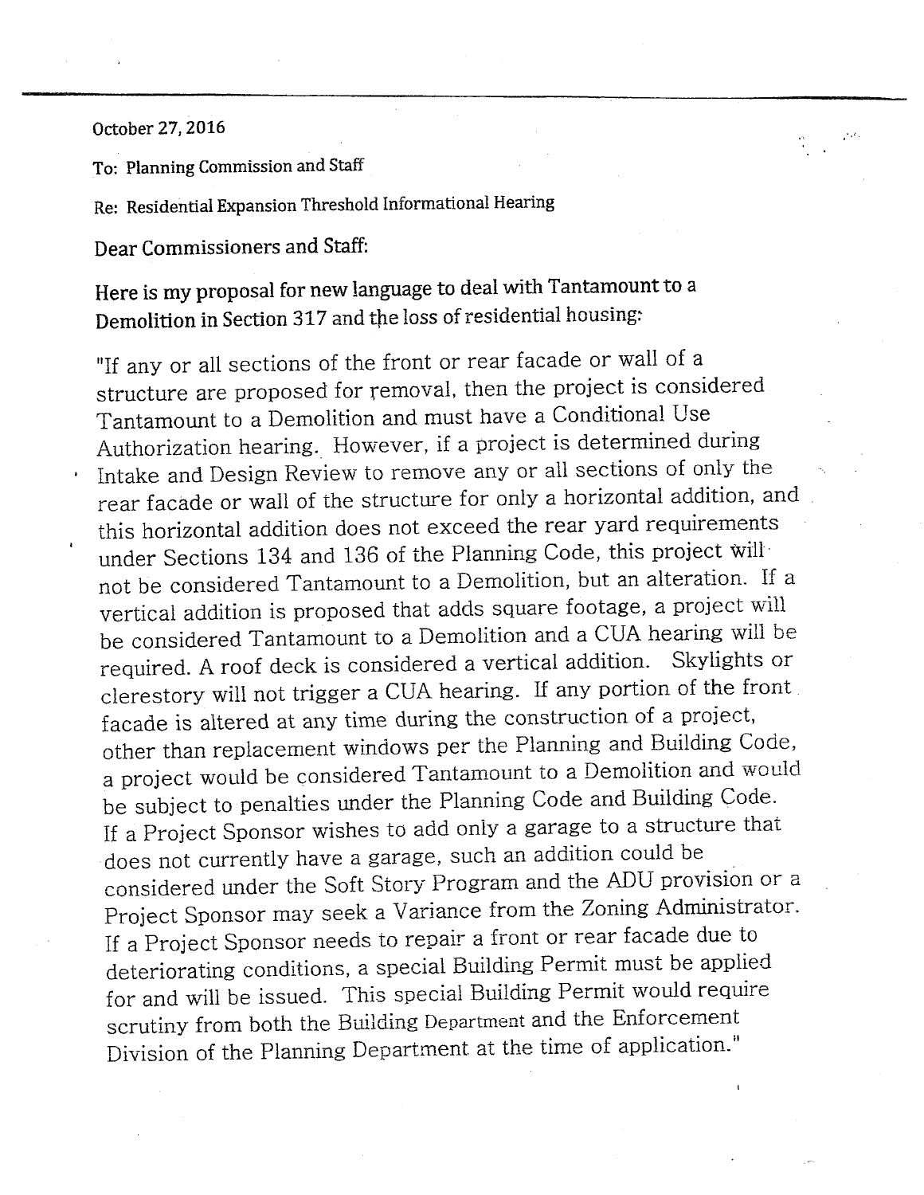October 27, 2016

To: Planning Commission and Staff

Re: Residential Expansion Threshold Informational Hearing

Dear Commissioners and Staff:

**Here is my proposal for new language to deal with Tantamount to a Demolition in Section 317 and the loss of residential housing:**

"If any or all sections of the front or rear facade or wall of a structure are proposed for removal, then the project is considered Tantamount to a Demolition and must have a Conditional Use Authorization hearing. However, if a project is determined during Intake and Design Review to remove any or all sections of only the rear facade or wall of the structure for only a horizontal addition, and this horizontal addition does not exceed the rear yard requirements under Sections 134 and 136 of the Planning Code, this project will not be considered Tantamount to a Demolition, but an alteration. If a vertical addition is proposed that adds square footage, a project will be considered Tantamount to a Demolition and a CUA hearing will be required. A roof deck is considered a vertical addition. Skylights or clerestory will not trigger a CUA hearing. If any portion of the front facade is altered at any time during the construction of a project, other than replacement windows per the Planning and Building Code, a project would be considered Tantamount to a Demolition and would be subject to penalties under the Planning Code and Building Code. If a Project Sponsor wishes to add only a garage to a structure that does not currently have a garage, such an addition could be considered under the Soft Story Program and the ADU provision or a Project Sponsor may seek a Variance from the Zoning Administrator. If a Project Sponsor needs to repair a front or rear facade due to deteriorating conditions, a special Building Permit must be applied for and will be issued. This special Building Permit would require scrutiny from both the Building Department and the Enforcement Division of the Planning Department at the time of application."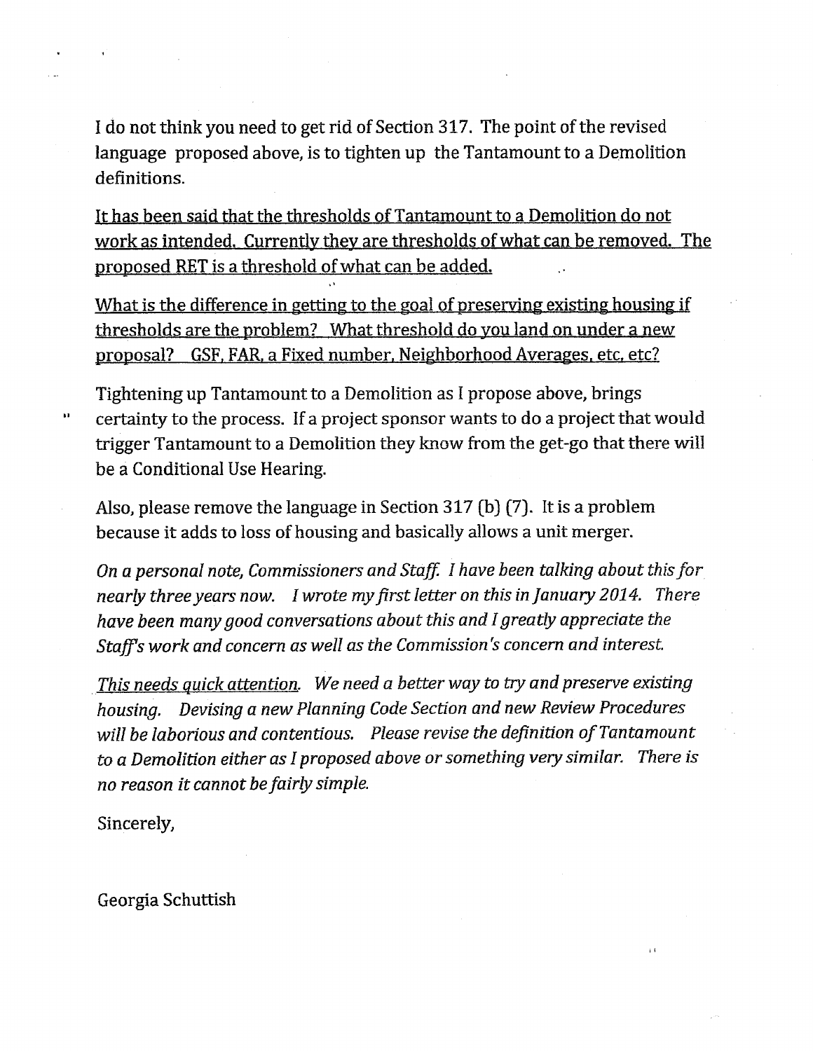I do not think you need to get rid of Section 317. The point of the revised language proposed above, is to tighten up the Tantamount to a Demolition definitions.

<u>It has been said that the thresholds of Tantamount to a Demolition do not work as intended. Currently they are thresholds of what can be removed. The proposed RET is a threshold of what can be added.</u>

<u>What is the difference in getting to the goal of preserving existing housing if thresholds are the problem? What threshold do you land on under a new proposal? GSF, FAR, a Fixed number, Neighborhood Averages, etc, etc?</u>

Tightening up Tantamount to a Demolition as I propose above, brings certainty to the process. If a project sponsor wants to do a project that would trigger Tantamount to a Demolition they know from the get-go that there will be a Conditional Use Hearing.

Also, please remove the language in Section 317 (b) (7). It is a problem because it adds to loss of housing and basically allows a unit merger.

*On a personal note, Commissioners and Staff. I have been talking about this for nearly three years now. I wrote my first letter on this in January 2014. There have been many good conversations about this and I greatly appreciate the Staff's work and concern as well as the Commission's concern and interest.*

*<u>This needs quick attention.</u> We need a better way to try and preserve existing housing. Devising a new Planning Code Section and new Review Procedures will be laborious and contentious. Please revise the definition of Tantamount to a Demolition either as I proposed above or something very similar. There is no reason it cannot be fairly simple.*

Sincerely,

Georgia Schuttish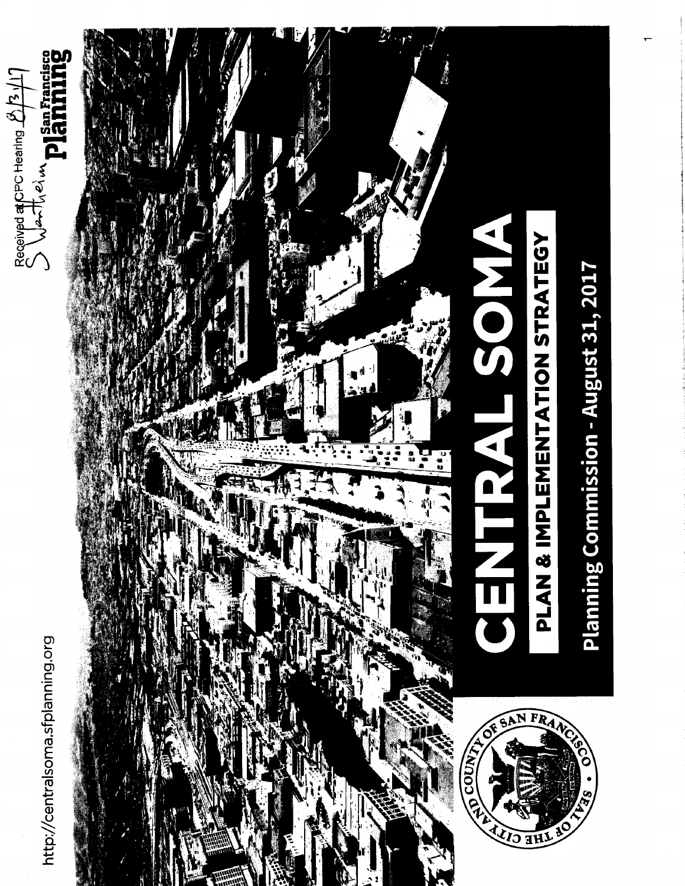http://centralsoma.sfplanning.org

Received at CPC Hearing 8/31/17
S Wertheim

San Francisco Planning

# CENTRAL SOMA

## PLAN & IMPLEMENTATION STRATEGY

Planning Commission - August 31, 2017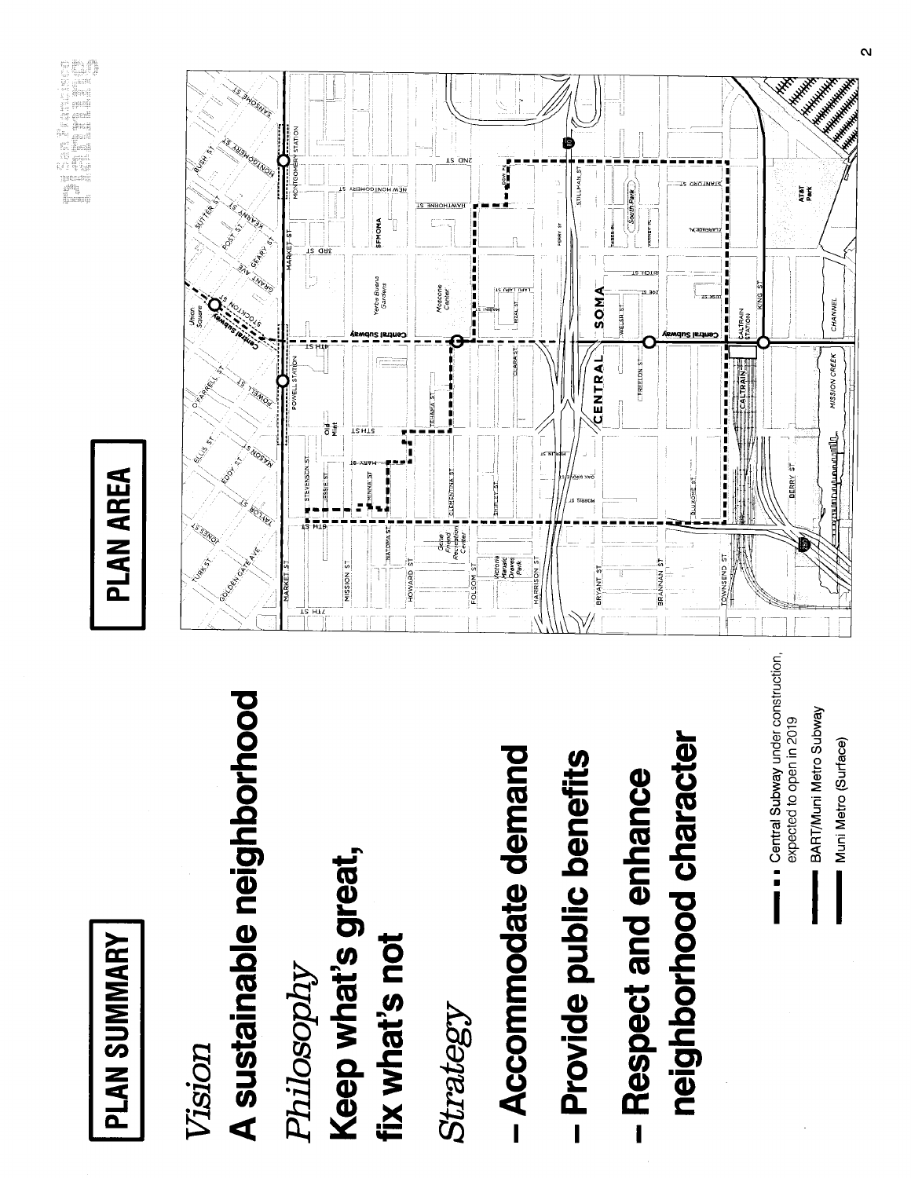# PLAN SUMMARY

*Vision*

**A sustainable neighborhood**

*Philosophy*

**Keep what's great, fix what's not**

*Strategy*

- **Accommodate demand**
- **Provide public benefits**
- **Respect and enhance neighborhood character**

# PLAN AREA

Central Subway under construction, expected to open in 2019

BART/Muni Metro Subway

Muni Metro (Surface)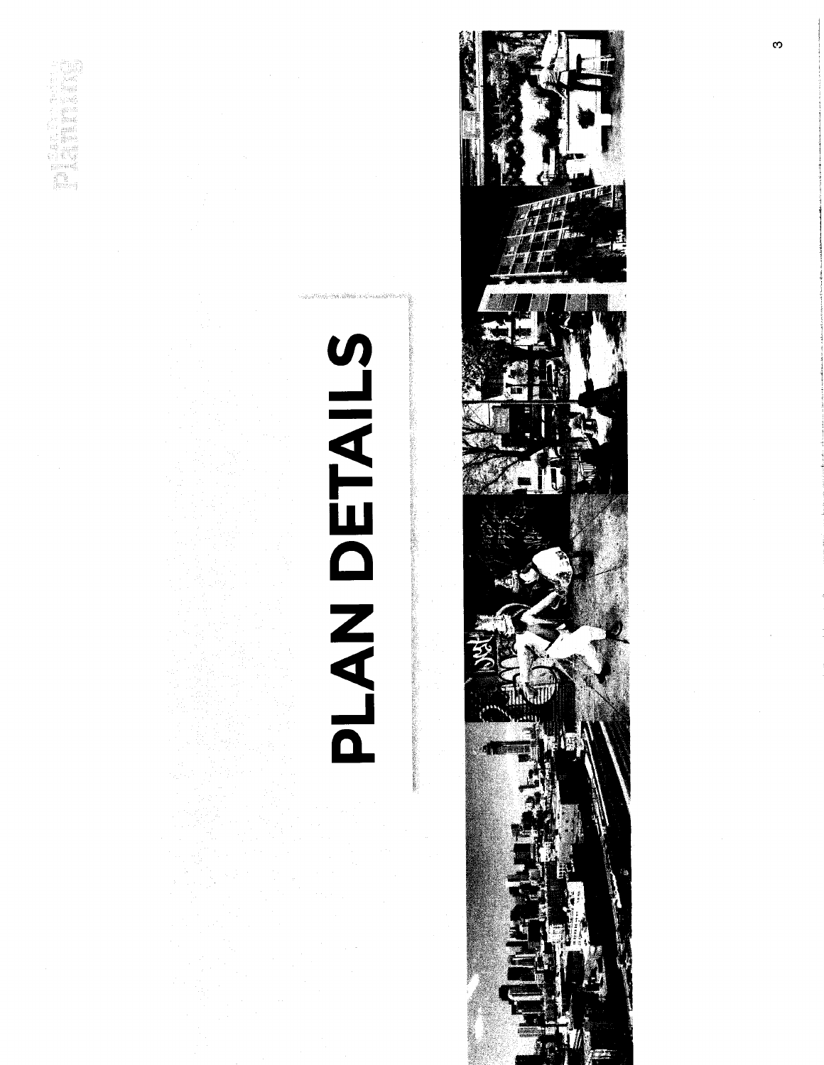# PLAN DETAILS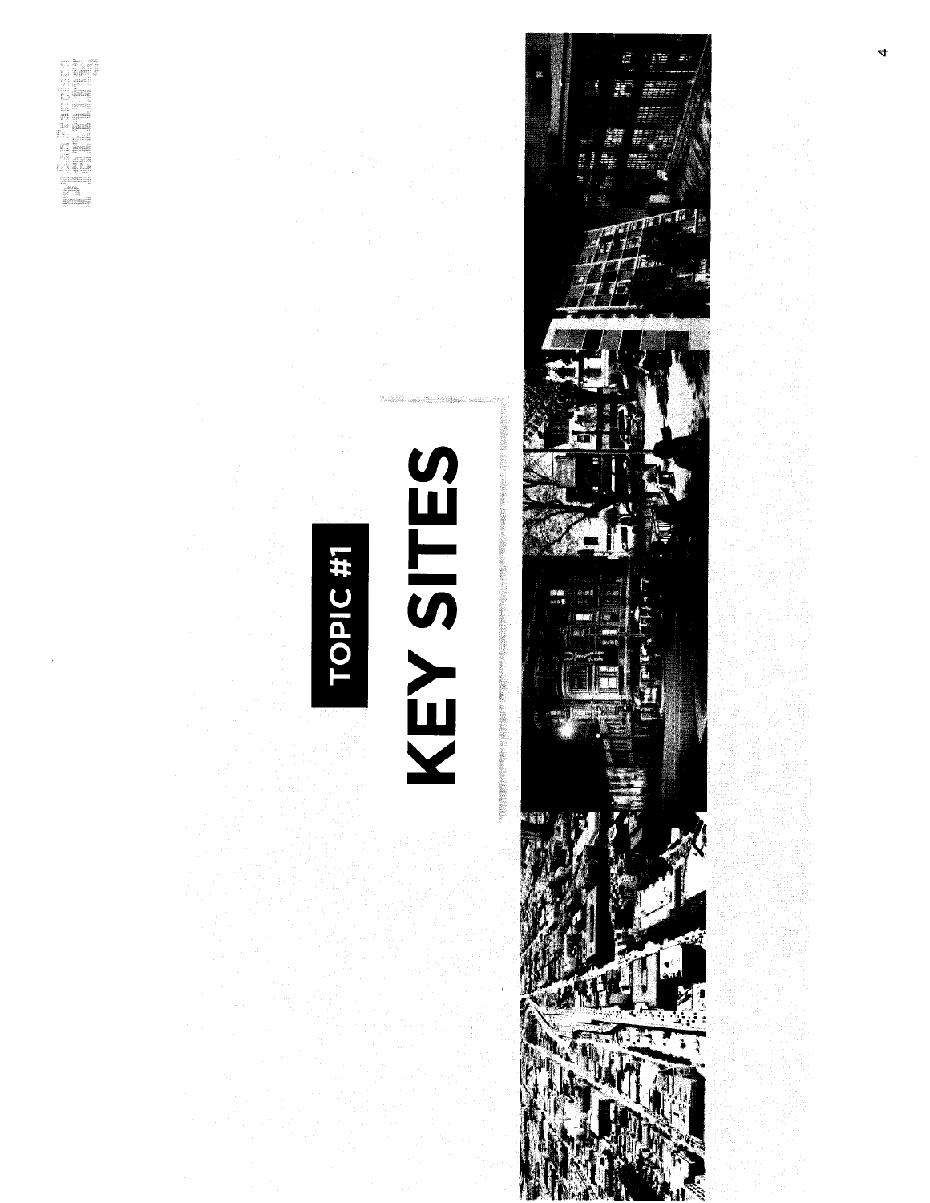TOPIC #1

# KEY SITES